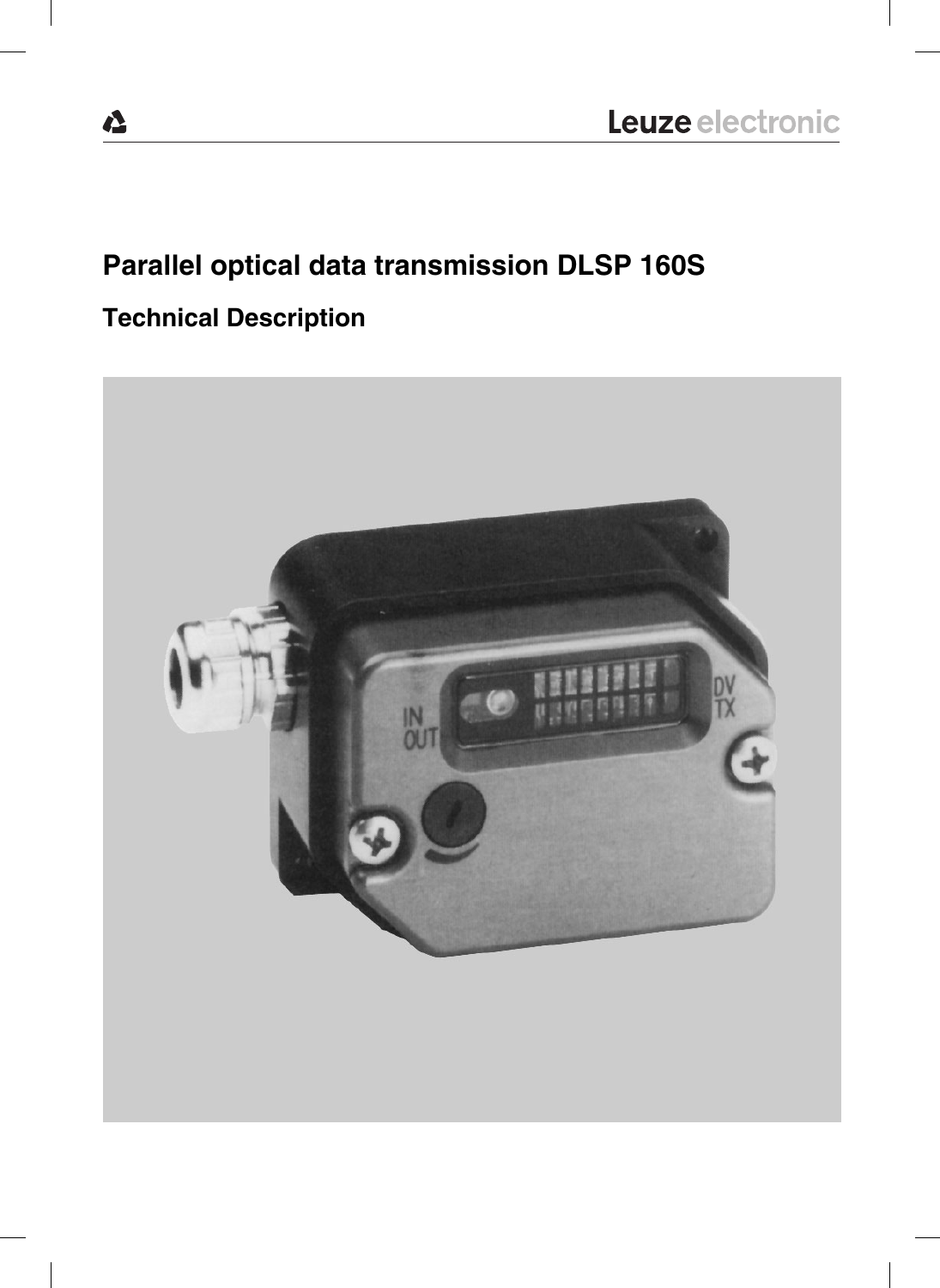Leuze electronic

# Parallel optical data transmission DLSP 160S

## Technical Description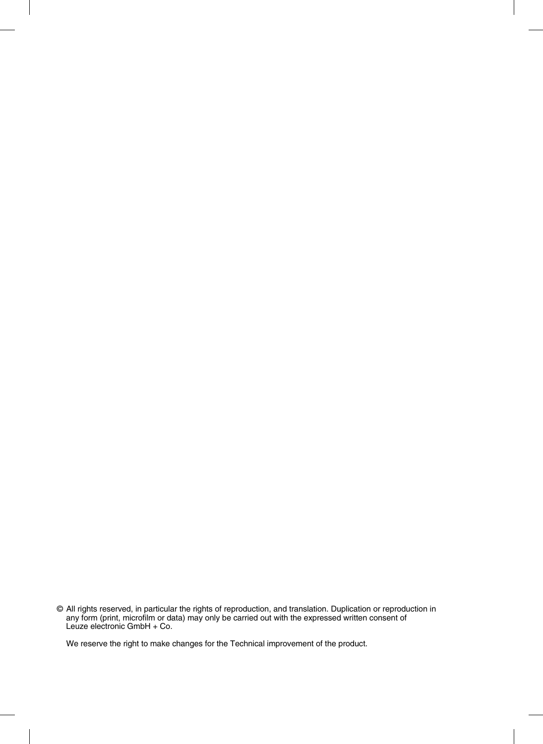© All rights reserved, in particular the rights of reproduction, and translation. Duplication or reproduction in any form (print, microfilm or data) may only be carried out with the expressed written consent of Leuze electronic GmbH + Co.

We reserve the right to make changes for the Technical improvement of the product.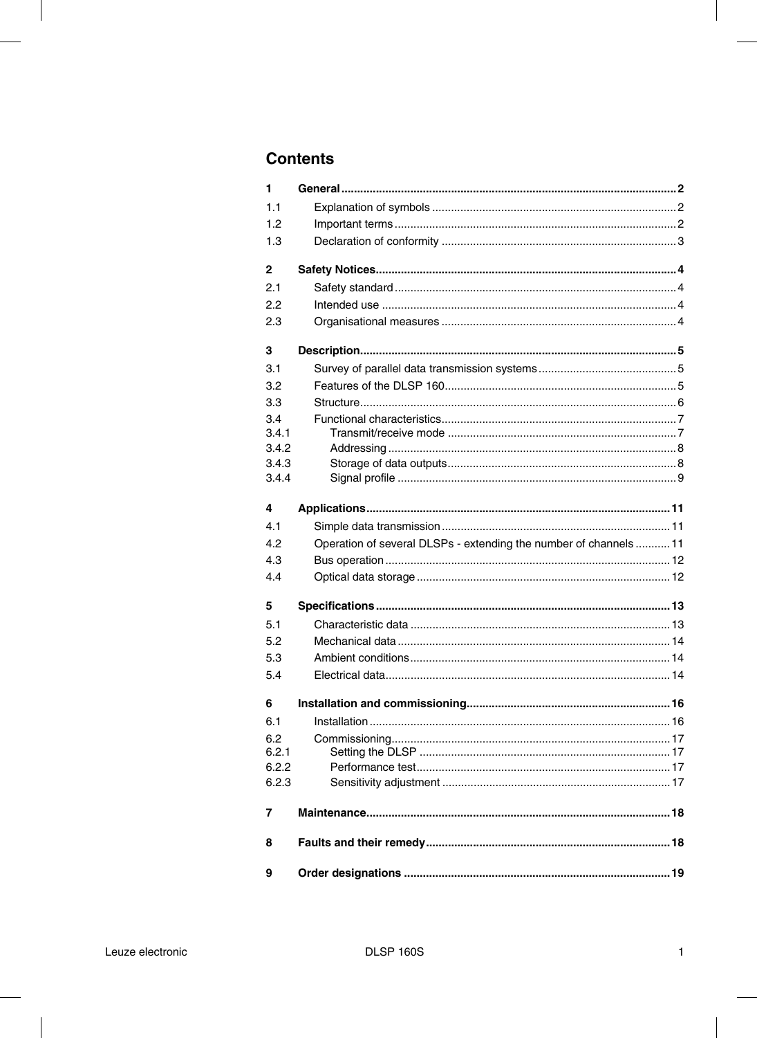# Contents

| | | |
|---|---|---|
| **1** | **General** | **2** |
| 1.1 | Explanation of symbols | 2 |
| 1.2 | Important terms | 2 |
| 1.3 | Declaration of conformity | 3 |
| **2** | **Safety Notices** | **4** |
| 2.1 | Safety standard | 4 |
| 2.2 | Intended use | 4 |
| 2.3 | Organisational measures | 4 |
| **3** | **Description** | **5** |
| 3.1 | Survey of parallel data transmission systems | 5 |
| 3.2 | Features of the DLSP 160 | 5 |
| 3.3 | Structure | 6 |
| 3.4 | Functional characteristics | 7 |
| 3.4.1 | Transmit/receive mode | 7 |
| 3.4.2 | Addressing | 8 |
| 3.4.3 | Storage of data outputs | 8 |
| 3.4.4 | Signal profile | 9 |
| **4** | **Applications** | **11** |
| 4.1 | Simple data transmission | 11 |
| 4.2 | Operation of several DLSPs - extending the number of channels | 11 |
| 4.3 | Bus operation | 12 |
| 4.4 | Optical data storage | 12 |
| **5** | **Specifications** | **13** |
| 5.1 | Characteristic data | 13 |
| 5.2 | Mechanical data | 14 |
| 5.3 | Ambient conditions | 14 |
| 5.4 | Electrical data | 14 |
| **6** | **Installation and commissioning** | **16** |
| 6.1 | Installation | 16 |
| 6.2 | Commissioning | 17 |
| 6.2.1 | Setting the DLSP | 17 |
| 6.2.2 | Performance test | 17 |
| 6.2.3 | Sensitivity adjustment | 17 |
| **7** | **Maintenance** | **18** |
| **8** | **Faults and their remedy** | **18** |
| **9** | **Order designations** | **19** |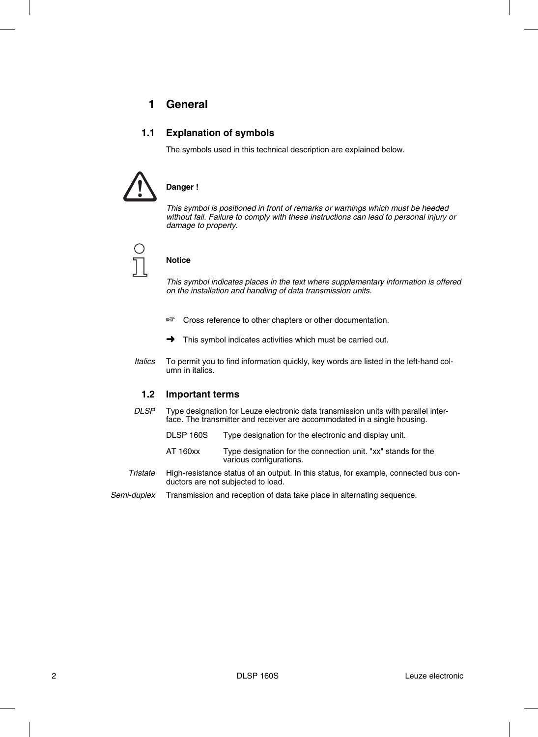# 1 General

## 1.1 Explanation of symbols

The symbols used in this technical description are explained below.

**Danger !**

*This symbol is positioned in front of remarks or warnings which must be heeded without fail. Failure to comply with these instructions can lead to personal injury or damage to property.*

**Notice**

*This symbol indicates places in the text where supplementary information is offered on the installation and handling of data transmission units.*

☞ Cross reference to other chapters or other documentation.

➜ This symbol indicates activities which must be carried out.

*Italics* To permit you to find information quickly, key words are listed in the left-hand column in italics.

## 1.2 Important terms

*DLSP* Type designation for Leuze electronic data transmission units with parallel interface. The transmitter and receiver are accommodated in a single housing.

| | |
|---|---|
| DLSP 160S | Type designation for the electronic and display unit. |
| AT 160xx | Type designation for the connection unit. "xx" stands for the various configurations. |

*Tristate* High-resistance status of an output. In this status, for example, connected bus conductors are not subjected to load.

*Semi-duplex* Transmission and reception of data take place in alternating sequence.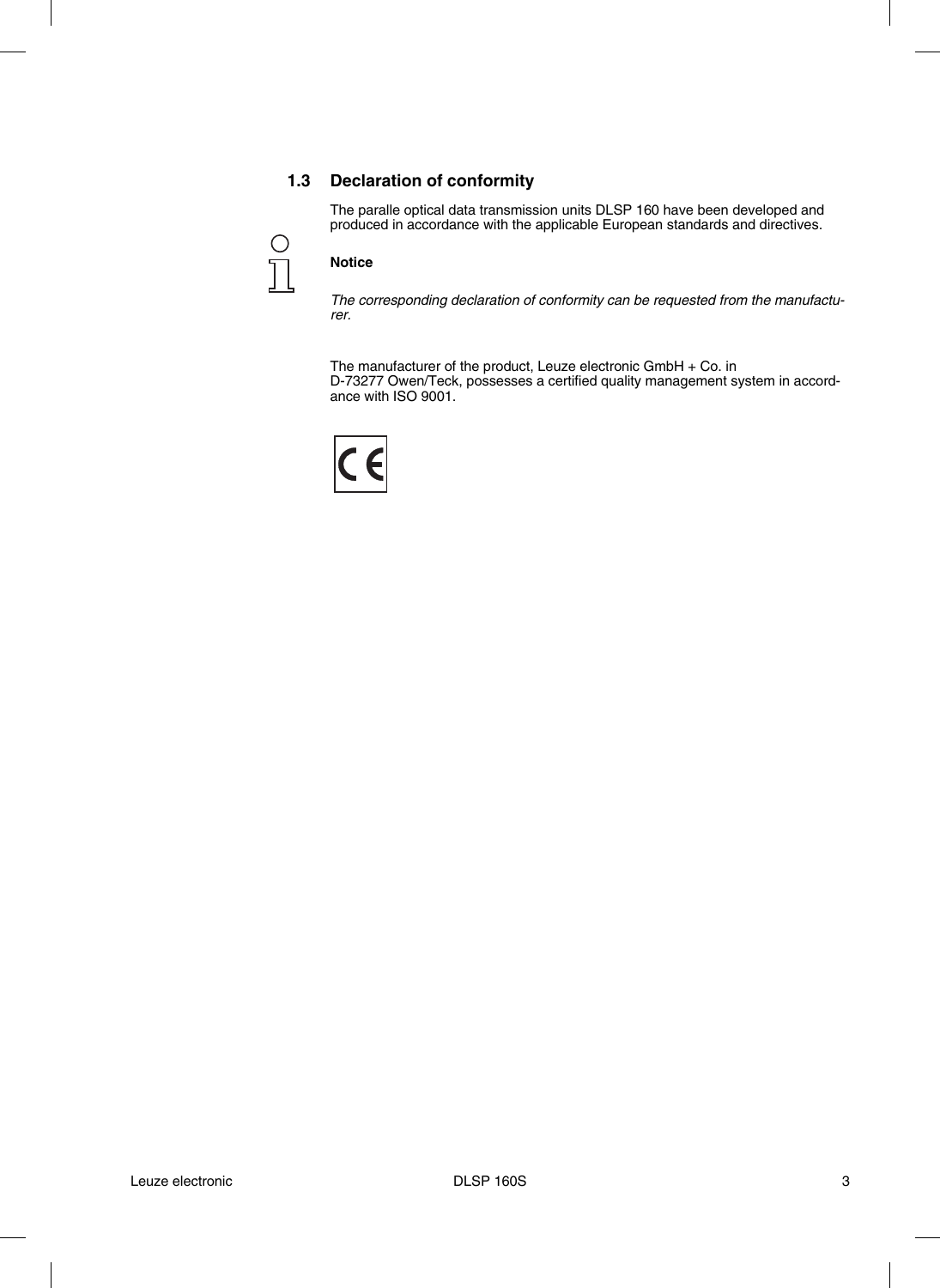## 1.3 Declaration of conformity

The paralle optical data transmission units DLSP 160 have been developed and produced in accordance with the applicable European standards and directives.

**Notice**

*The corresponding declaration of conformity can be requested from the manufacturer.*

The manufacturer of the product, Leuze electronic GmbH + Co. in D-73277 Owen/Teck, possesses a certified quality management system in accordance with ISO 9001.

CE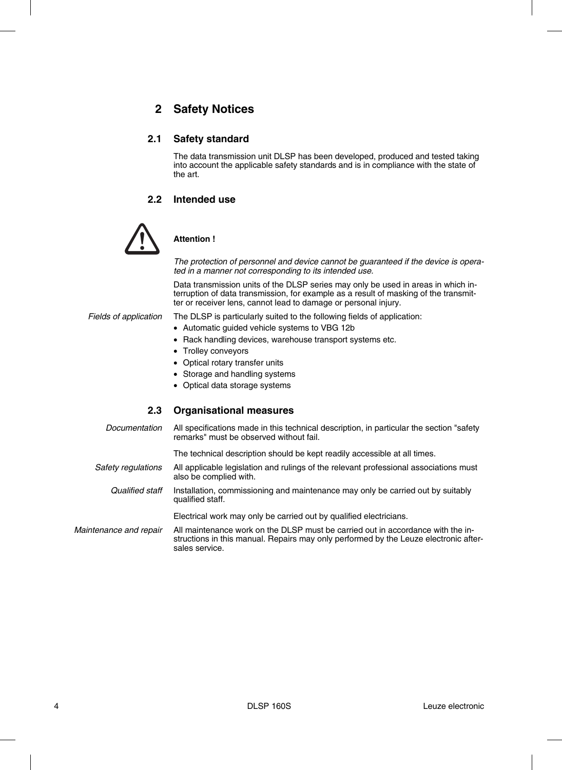# 2 Safety Notices

## 2.1 Safety standard

The data transmission unit DLSP has been developed, produced and tested taking into account the applicable safety standards and is in compliance with the state of the art.

## 2.2 Intended use

**Attention !**

*The protection of personnel and device cannot be guaranteed if the device is operated in a manner not corresponding to its intended use.*

Data transmission units of the DLSP series may only be used in areas in which interruption of data transmission, for example as a result of masking of the transmitter or receiver lens, cannot lead to damage or personal injury.

*Fields of application*

The DLSP is particularly suited to the following fields of application:

- Automatic guided vehicle systems to VBG 12b
- Rack handling devices, warehouse transport systems etc.
- Trolley conveyors
- Optical rotary transfer units
- Storage and handling systems
- Optical data storage systems

## 2.3 Organisational measures

*Documentation*

All specifications made in this technical description, in particular the section "safety remarks" must be observed without fail.

The technical description should be kept readily accessible at all times.

*Safety regulations*

All applicable legislation and rulings of the relevant professional associations must also be complied with.

*Qualified staff*

Installation, commissioning and maintenance may only be carried out by suitably qualified staff.

Electrical work may only be carried out by qualified electricians.

*Maintenance and repair*

All maintenance work on the DLSP must be carried out in accordance with the instructions in this manual. Repairs may only performed by the Leuze electronic after-sales service.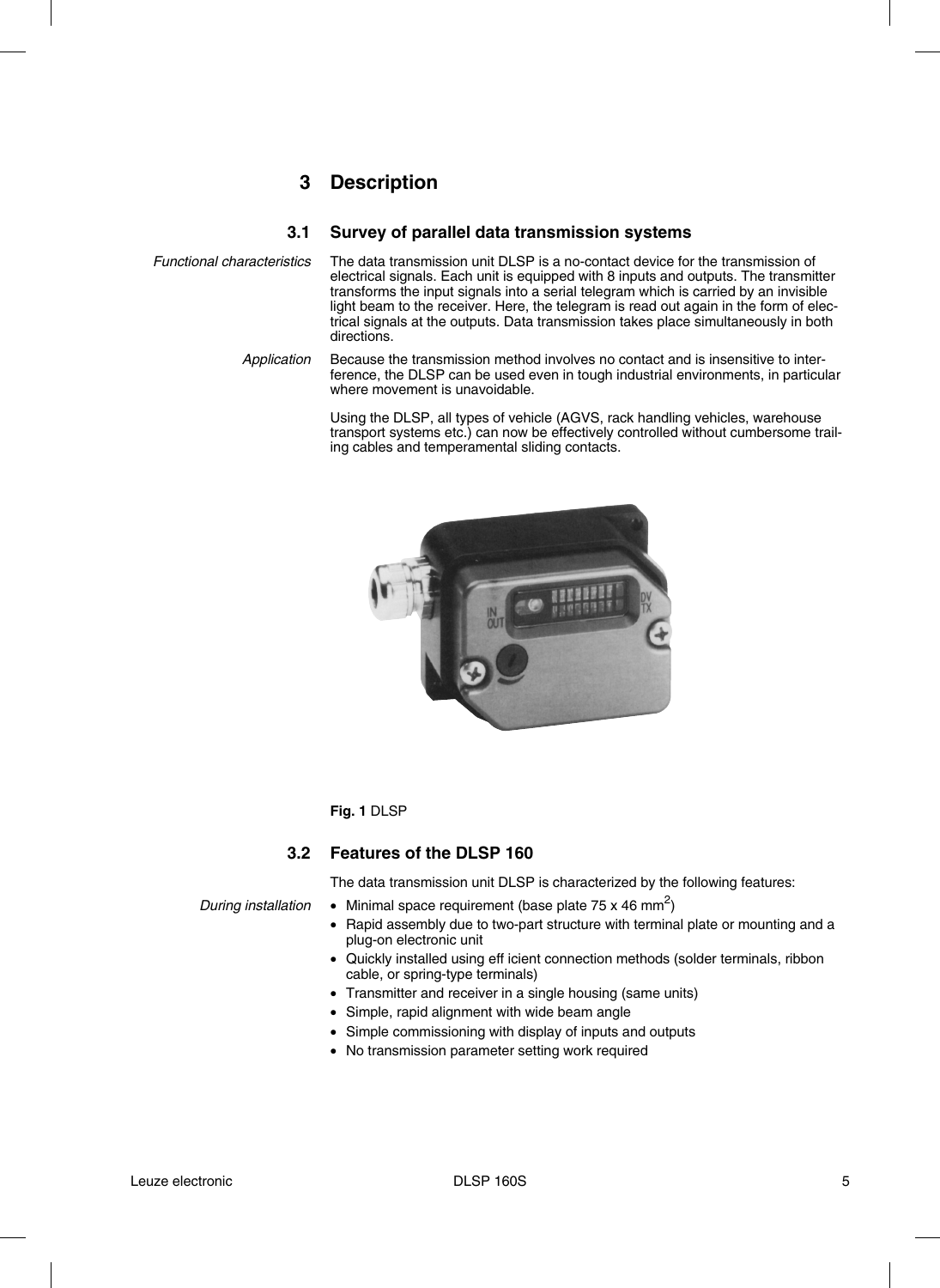# 3 Description

## 3.1 Survey of parallel data transmission systems

*Functional characteristics*

The data transmission unit DLSP is a no-contact device for the transmission of electrical signals. Each unit is equipped with 8 inputs and outputs. The transmitter transforms the input signals into a serial telegram which is carried by an invisible light beam to the receiver. Here, the telegram is read out again in the form of electrical signals at the outputs. Data transmission takes place simultaneously in both directions.

*Application*

Because the transmission method involves no contact and is insensitive to interference, the DLSP can be used even in tough industrial environments, in particular where movement is unavoidable.

Using the DLSP, all types of vehicle (AGVS, rack handling vehicles, warehouse transport systems etc.) can now be effectively controlled without cumbersome trailing cables and temperamental sliding contacts.

**Fig. 1** DLSP

## 3.2 Features of the DLSP 160

The data transmission unit DLSP is characterized by the following features:

*During installation*

- Minimal space requirement (base plate 75 x 46 $mm^2$)
- Rapid assembly due to two-part structure with terminal plate or mounting and a plug-on electronic unit
- Quickly installed using eff icient connection methods (solder terminals, ribbon cable, or spring-type terminals)
- Transmitter and receiver in a single housing (same units)
- Simple, rapid alignment with wide beam angle
- Simple commissioning with display of inputs and outputs
- No transmission parameter setting work required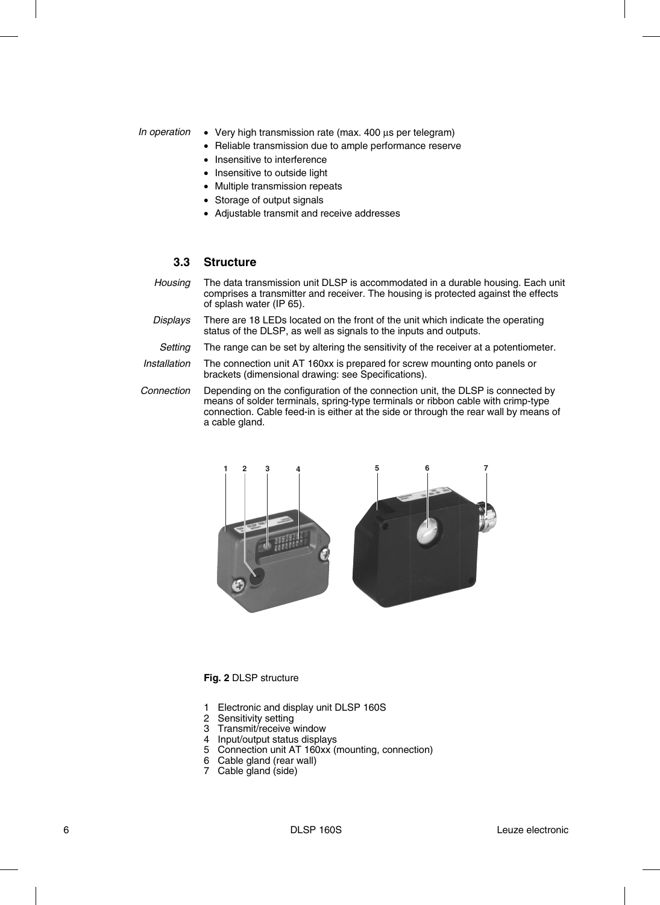*In operation*

- Very high transmission rate (max. 400 µs per telegram)
- Reliable transmission due to ample performance reserve
- Insensitive to interference
- Insensitive to outside light
- Multiple transmission repeats
- Storage of output signals
- Adjustable transmit and receive addresses

## 3.3 Structure

*Housing* The data transmission unit DLSP is accommodated in a durable housing. Each unit comprises a transmitter and receiver. The housing is protected against the effects of splash water (IP 65).

*Displays* There are 18 LEDs located on the front of the unit which indicate the operating status of the DLSP, as well as signals to the inputs and outputs.

*Setting* The range can be set by altering the sensitivity of the receiver at a potentiometer.

*Installation* The connection unit AT 160xx is prepared for screw mounting onto panels or brackets (dimensional drawing: see Specifications).

*Connection* Depending on the configuration of the connection unit, the DLSP is connected by means of solder terminals, spring-type terminals or ribbon cable with crimp-type connection. Cable feed-in is either at the side or through the rear wall by means of a cable gland.

**Fig. 2** DLSP structure

1 Electronic and display unit DLSP 160S
2 Sensitivity setting
3 Transmit/receive window
4 Input/output status displays
5 Connection unit AT 160xx (mounting, connection)
6 Cable gland (rear wall)
7 Cable gland (side)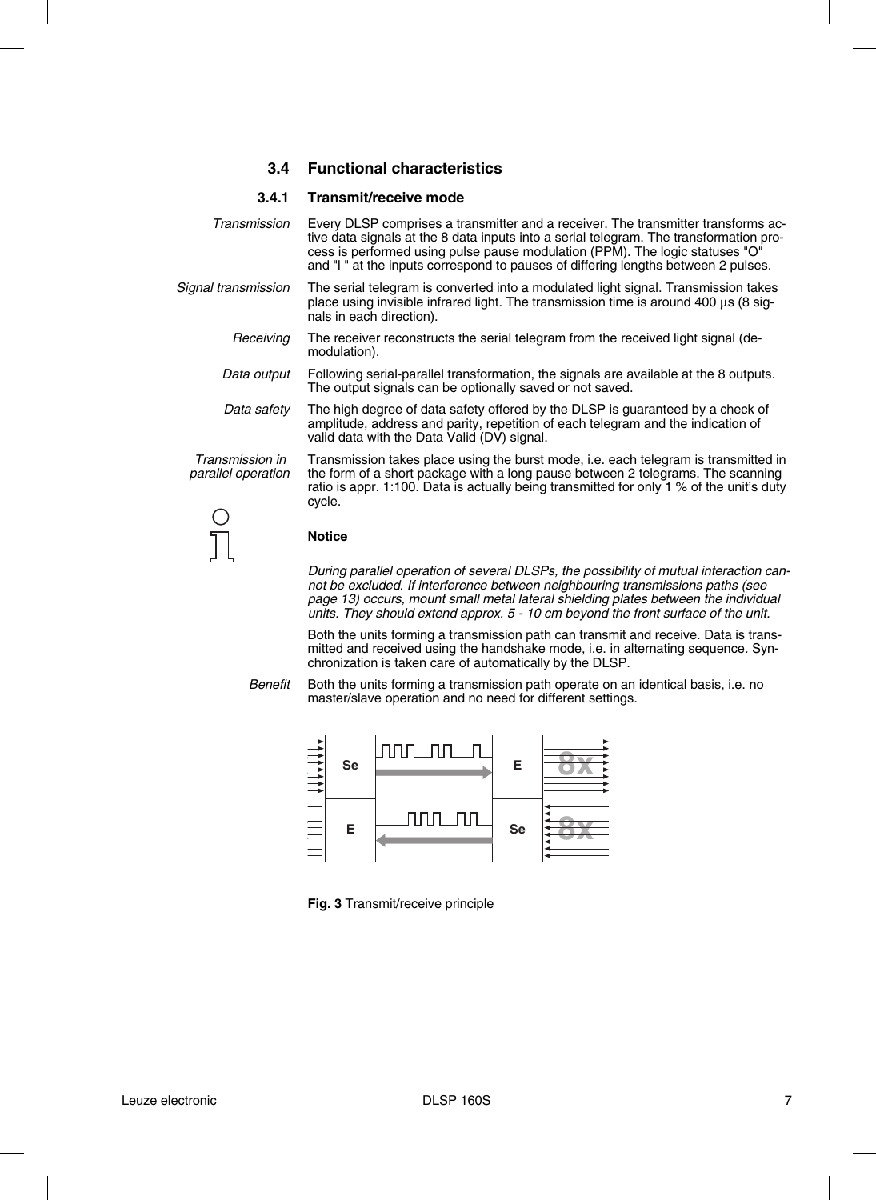## 3.4 Functional characteristics

### 3.4.1 Transmit/receive mode

*Transmission*

Every DLSP comprises a transmitter and a receiver. The transmitter transforms active data signals at the 8 data inputs into a serial telegram. The transformation process is performed using pulse pause modulation (PPM). The logic statuses "O" and "I " at the inputs correspond to pauses of differing lengths between 2 pulses.

*Signal transmission*

The serial telegram is converted into a modulated light signal. Transmission takes place using invisible infrared light. The transmission time is around 400 µs (8 signals in each direction).

*Receiving*

The receiver reconstructs the serial telegram from the received light signal (demodulation).

*Data output*

Following serial-parallel transformation, the signals are available at the 8 outputs. The output signals can be optionally saved or not saved.

*Data safety*

The high degree of data safety offered by the DLSP is guaranteed by a check of amplitude, address and parity, repetition of each telegram and the indication of valid data with the Data Valid (DV) signal.

*Transmission in parallel operation*

Transmission takes place using the burst mode, i.e. each telegram is transmitted in the form of a short package with a long pause between 2 telegrams. The scanning ratio is appr. 1:100. Data is actually being transmitted for only 1 % of the unit's duty cycle.

**Notice**

*During parallel operation of several DLSPs, the possibility of mutual interaction cannot be excluded. If interference between neighbouring transmissions paths (see page 13) occurs, mount small metal lateral shielding plates between the individual units. They should extend approx. 5 - 10 cm beyond the front surface of the unit.*

Both the units forming a transmission path can transmit and receive. Data is transmitted and received using the handshake mode, i.e. in alternating sequence. Synchronization is taken care of automatically by the DLSP.

*Benefit*

Both the units forming a transmission path operate on an identical basis, i.e. no master/slave operation and no need for different settings.

**Fig. 3** Transmit/receive principle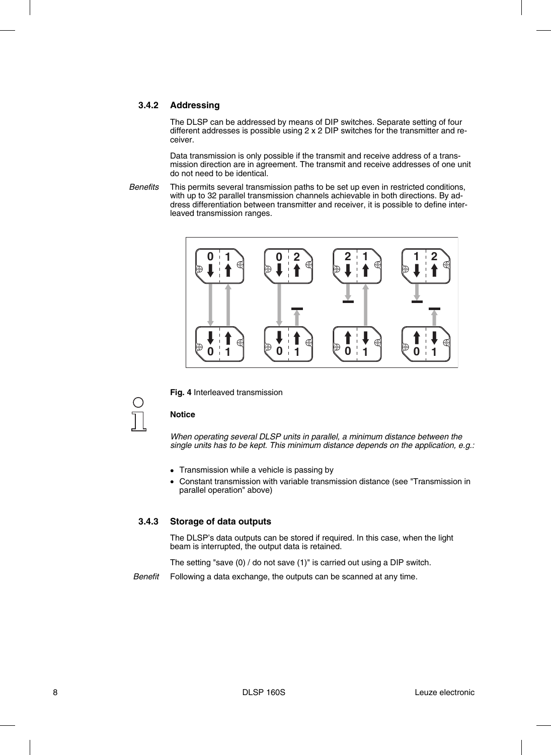### 3.4.2 Addressing

The DLSP can be addressed by means of DIP switches. Separate setting of four different addresses is possible using 2 x 2 DIP switches for the transmitter and receiver.

Data transmission is only possible if the transmit and receive address of a transmission direction are in agreement. The transmit and receive addresses of one unit do not need to be identical.

*Benefits* This permits several transmission paths to be set up even in restricted conditions, with up to 32 parallel transmission channels achievable in both directions. By address differentiation between transmitter and receiver, it is possible to define interleaved transmission ranges.

**Fig. 4** Interleaved transmission

**Notice**

*When operating several DLSP units in parallel, a minimum distance between the single units has to be kept. This minimum distance depends on the application, e.g.:*

- Transmission while a vehicle is passing by
- Constant transmission with variable transmission distance (see "Transmission in parallel operation" above)

### 3.4.3 Storage of data outputs

The DLSP's data outputs can be stored if required. In this case, when the light beam is interrupted, the output data is retained.

The setting "save (0) / do not save (1)" is carried out using a DIP switch.

*Benefit* Following a data exchange, the outputs can be scanned at any time.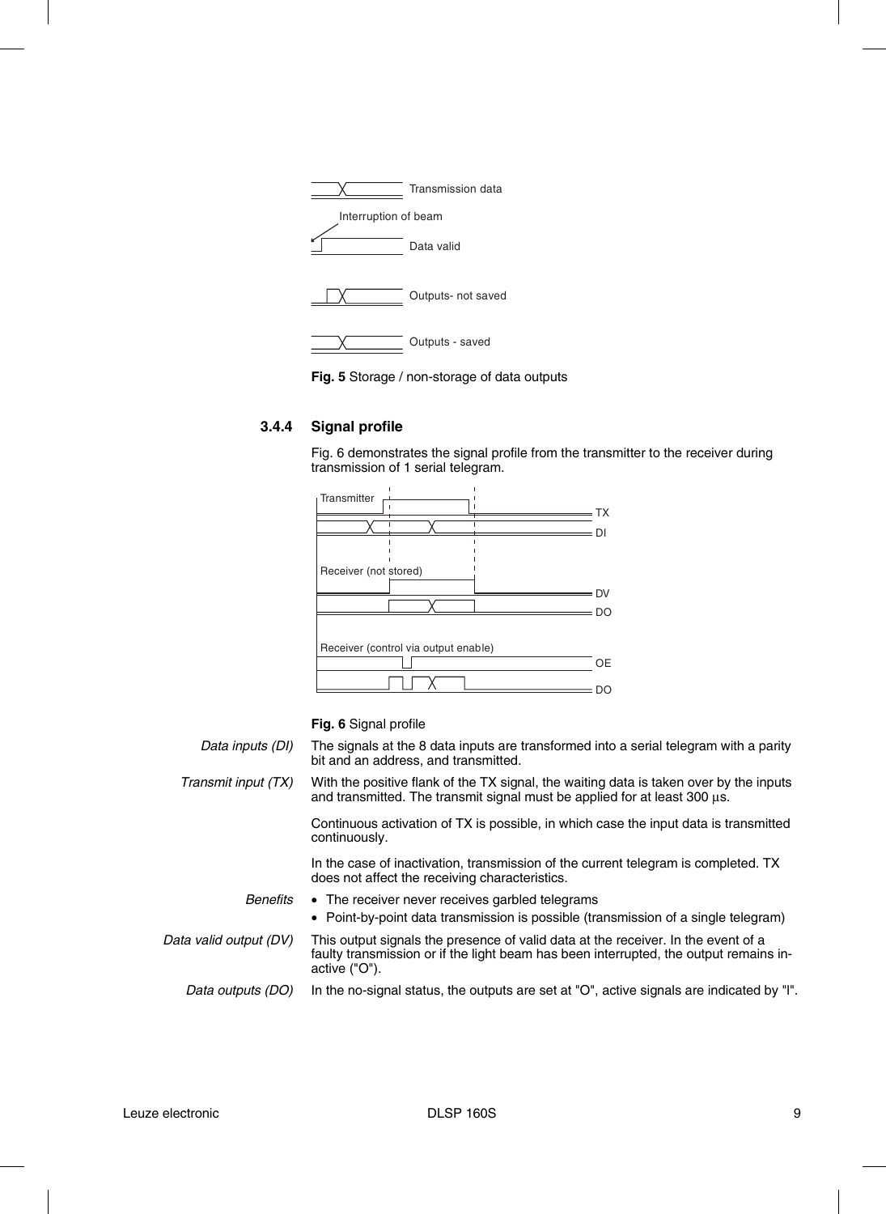Transmission data

Interruption of beam

Data valid

Outputs- not saved

Outputs - saved

**Fig. 5** Storage / non-storage of data outputs

### 3.4.4 Signal profile

Fig. 6 demonstrates the signal profile from the transmitter to the receiver during transmission of 1 serial telegram.

Transmitter

TX

DI

Receiver (not stored)

DV

DO

Receiver (control via output enable)

OE

DO

**Fig. 6** Signal profile

*Data inputs (DI)*

The signals at the 8 data inputs are transformed into a serial telegram with a parity bit and an address, and transmitted.

*Transmit input (TX)*

With the positive flank of the TX signal, the waiting data is taken over by the inputs and transmitted. The transmit signal must be applied for at least 300 µs.

Continuous activation of TX is possible, in which case the input data is transmitted continuously.

In the case of inactivation, transmission of the current telegram is completed. TX does not affect the receiving characteristics.

*Benefits*

- The receiver never receives garbled telegrams
- Point-by-point data transmission is possible (transmission of a single telegram)

*Data valid output (DV)*

This output signals the presence of valid data at the receiver. In the event of a faulty transmission or if the light beam has been interrupted, the output remains inactive ("O").

*Data outputs (DO)*

In the no-signal status, the outputs are set at "O", active signals are indicated by "I".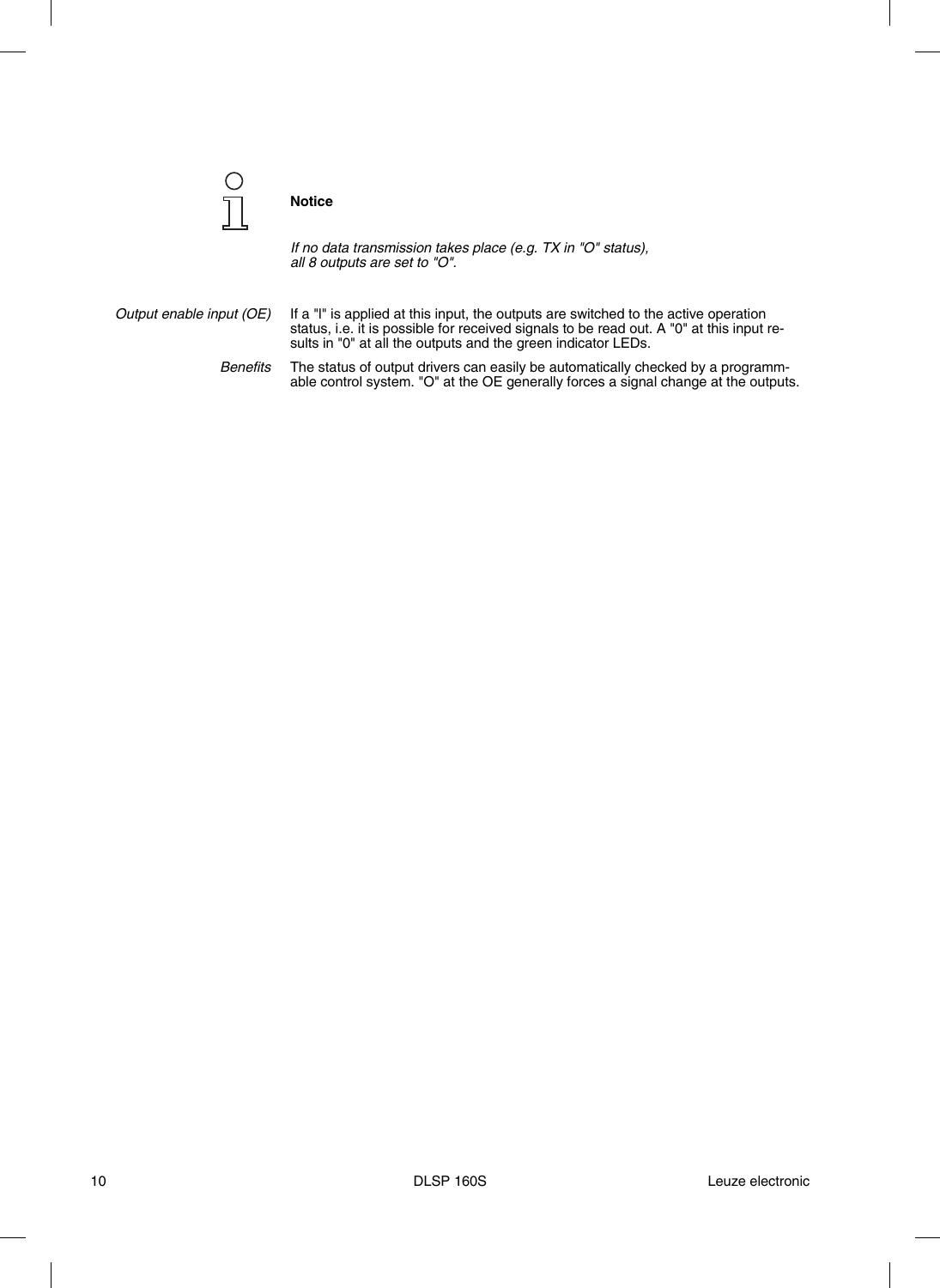**Notice**

*If no data transmission takes place (e.g. TX in "O" status), all 8 outputs are set to "O".*

*Output enable input (OE)*

If a "I" is applied at this input, the outputs are switched to the active operation status, i.e. it is possible for received signals to be read out. A "0" at this input results in "0" at all the outputs and the green indicator LEDs.

*Benefits*

The status of output drivers can easily be automatically checked by a programmable control system. "O" at the OE generally forces a signal change at the outputs.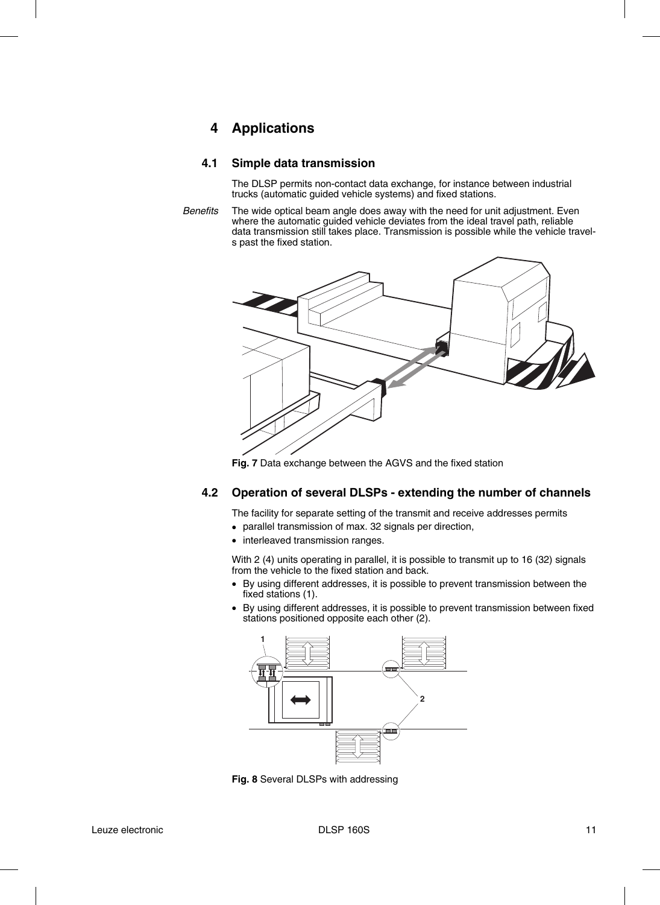# 4 Applications

## 4.1 Simple data transmission

The DLSP permits non-contact data exchange, for instance between industrial trucks (automatic guided vehicle systems) and fixed stations.

*Benefits* The wide optical beam angle does away with the need for unit adjustment. Even where the automatic guided vehicle deviates from the ideal travel path, reliable data transmission still takes place. Transmission is possible while the vehicle travels past the fixed station.

**Fig. 7** Data exchange between the AGVS and the fixed station

## 4.2 Operation of several DLSPs - extending the number of channels

The facility for separate setting of the transmit and receive addresses permits

- parallel transmission of max. 32 signals per direction,
- interleaved transmission ranges.

With 2 (4) units operating in parallel, it is possible to transmit up to 16 (32) signals from the vehicle to the fixed station and back.

- By using different addresses, it is possible to prevent transmission between the fixed stations (1).
- By using different addresses, it is possible to prevent transmission between fixed stations positioned opposite each other (2).

**Fig. 8** Several DLSPs with addressing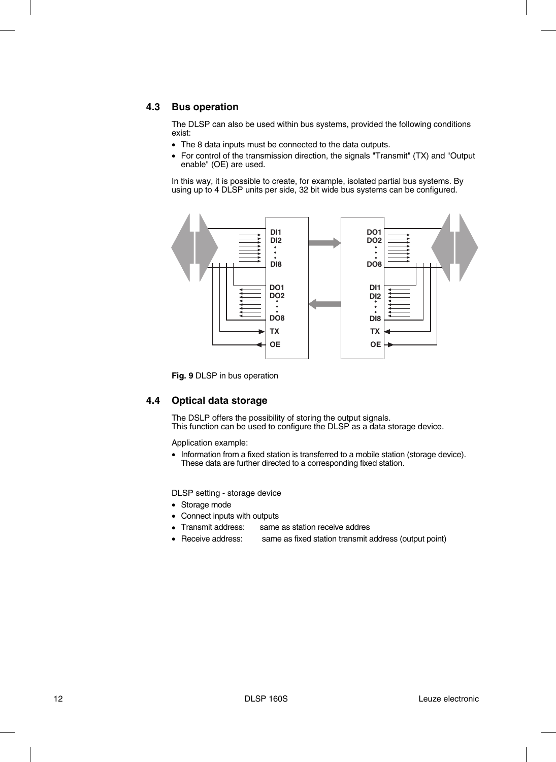## 4.3 Bus operation

The DLSP can also be used within bus systems, provided the following conditions exist:

- The 8 data inputs must be connected to the data outputs.
- For control of the transmission direction, the signals "Transmit" (TX) and "Output enable" (OE) are used.

In this way, it is possible to create, for example, isolated partial bus systems. By using up to 4 DLSP units per side, 32 bit wide bus systems can be configured.

DI1
DI2
DI8
DO1
DO2
DO8
TX
OE

DO1
DO2
DO8
DI1
DI2
DI8
TX
OE

**Fig. 9** DLSP in bus operation

## 4.4 Optical data storage

The DSLP offers the possibility of storing the output signals.
This function can be used to configure the DLSP as a data storage device.

Application example:

- Information from a fixed station is transferred to a mobile station (storage device). These data are further directed to a corresponding fixed station.

DLSP setting - storage device

- Storage mode
- Connect inputs with outputs
- Transmit address: same as station receive addres
- Receive address: same as fixed station transmit address (output point)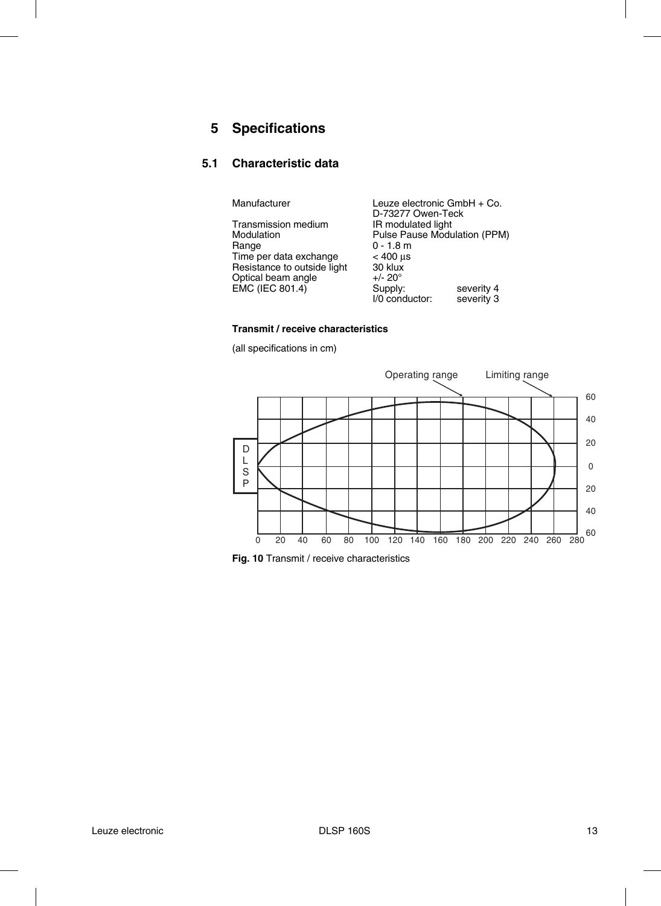# 5 Specifications

## 5.1 Characteristic data

| | | |
|---|---|---|
| Manufacturer | Leuze electronic GmbH + Co. D-73277 Owen-Teck | |
| Transmission medium | IR modulated light | |
| Modulation | Pulse Pause Modulation (PPM) | |
| Range | 0 - 1.8 m | |
| Time per data exchange | < 400 µs | |
| Resistance to outside light | 30 klux | |
| Optical beam angle | +/- 20° | |
| EMC (IEC 801.4) | Supply: | severity 4 |
| | I/0 conductor: | severity 3 |

**Transmit / receive characteristics**

(all specifications in cm)

**Fig. 10** Transmit / receive characteristics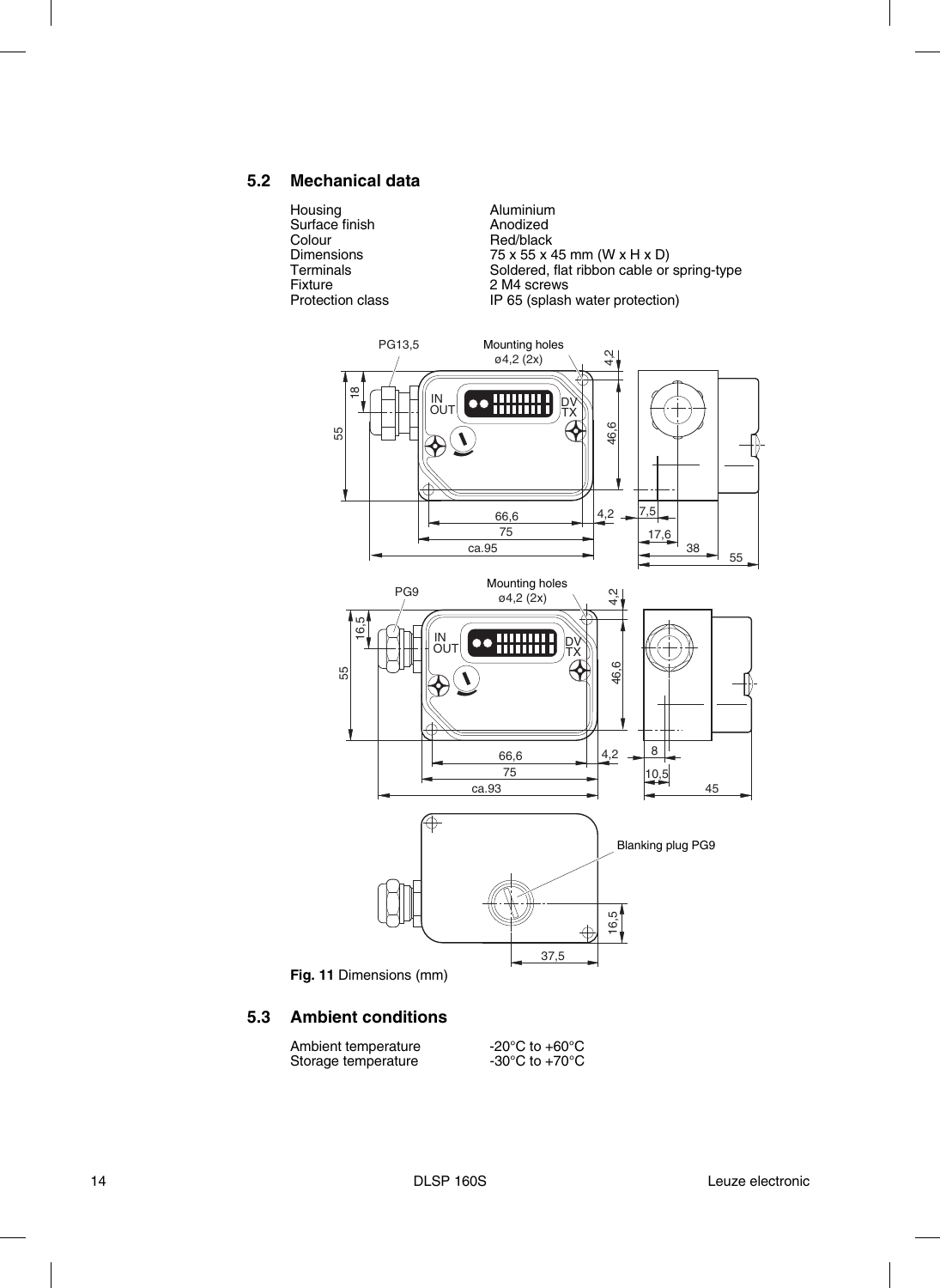## 5.2 Mechanical data

| | |
|---|---|
| Housing | Aluminium |
| Surface finish | Anodized |
| Colour | Red/black |
| Dimensions | 75 x 55 x 45 mm (W x H x D) |
| Terminals | Soldered, flat ribbon cable or spring-type |
| Fixture | 2 M4 screws |
| Protection class | IP 65 (splash water protection) |

**Fig. 11** Dimensions (mm)

## 5.3 Ambient conditions

| | |
|---|---|
| Ambient temperature | -20°C to +60°C |
| Storage temperature | -30°C to +70°C |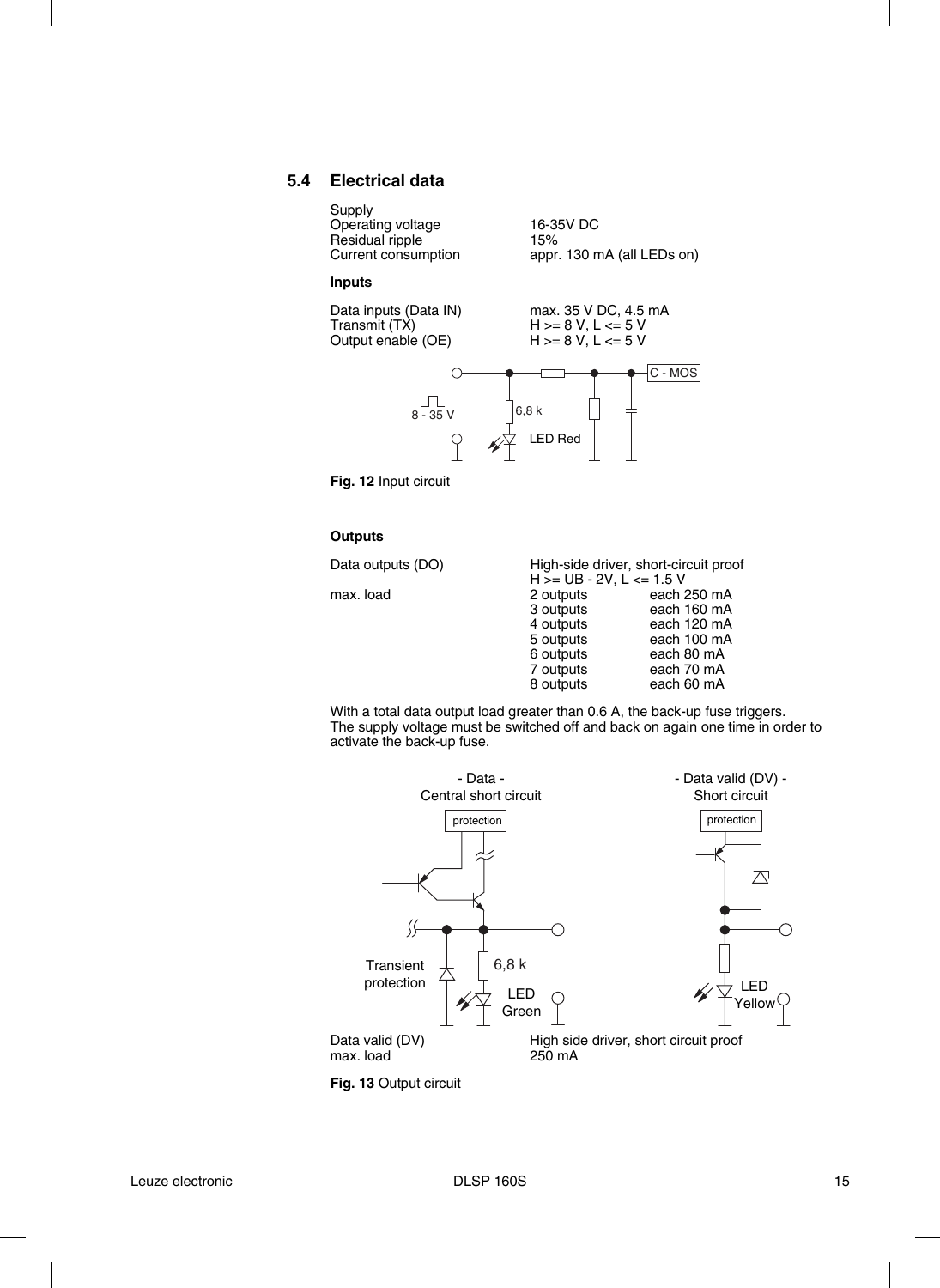## 5.4 Electrical data

| Supply | |
|---|---|
| Operating voltage | 16-35V DC |
| Residual ripple | 15% |
| Current consumption | appr. 130 mA (all LEDs on) |

**Inputs**

| | |
|---|---|
| Data inputs (Data IN) | max. 35 V DC, 4.5 mA |
| Transmit (TX) | H >= 8 V, L <= 5 V |
| Output enable (OE) | H >= 8 V, L <= 5 V |

**Fig. 12** Input circuit

**Outputs**

| | | |
|---|---|---|
| Data outputs (DO) | High-side driver, short-circuit proof<br>H >= UB - 2V, L <= 1.5 V | |
| max. load | 2 outputs | each 250 mA |
| | 3 outputs | each 160 mA |
| | 4 outputs | each 120 mA |
| | 5 outputs | each 100 mA |
| | 6 outputs | each 80 mA |
| | 7 outputs | each 70 mA |
| | 8 outputs | each 60 mA |

With a total data output load greater than 0.6 A, the back-up fuse triggers.
The supply voltage must be switched off and back on again one time in order to activate the back-up fuse.

| | |
|---|---|
| Data valid (DV) | High side driver, short circuit proof |
| max. load | 250 mA |

**Fig. 13** Output circuit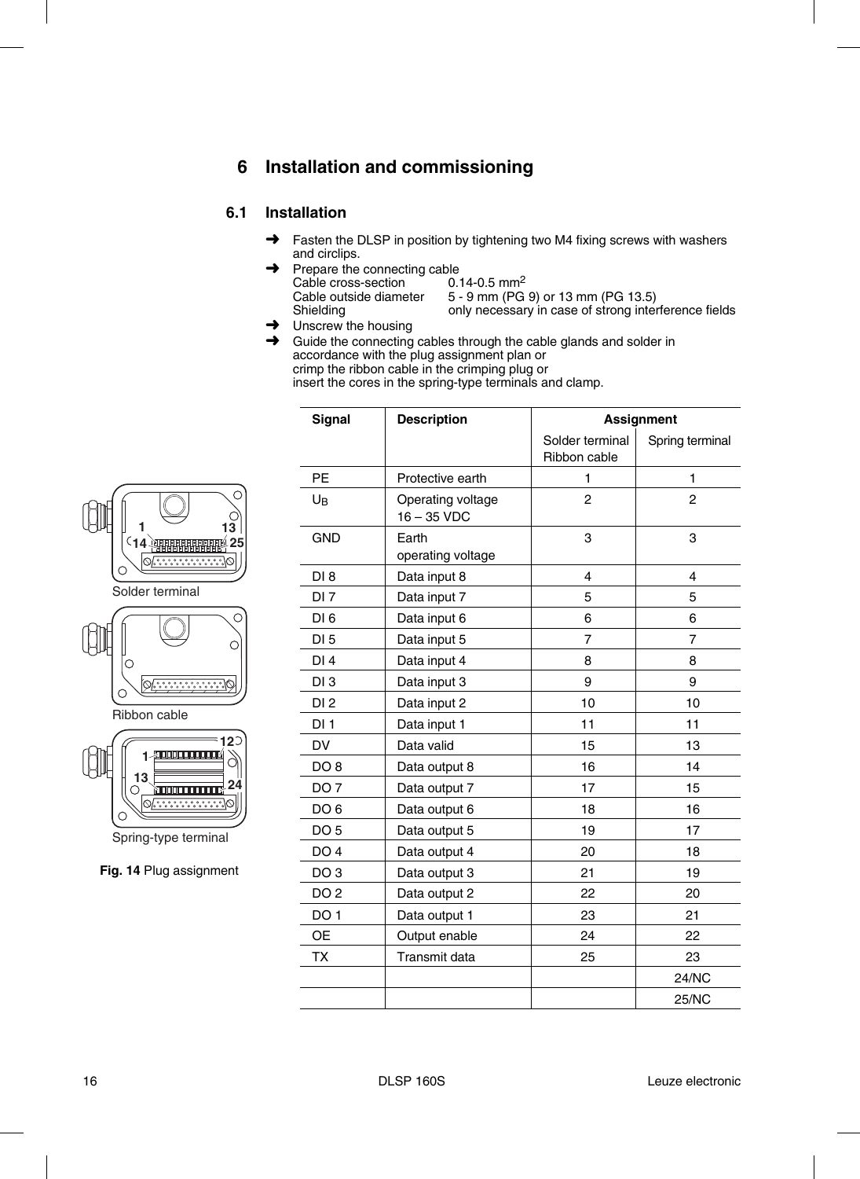# 6 Installation and commissioning

## 6.1 Installation

➜ Fasten the DLSP in position by tightening two M4 fixing screws with washers and circlips.

➜ Prepare the connecting cable
Cable cross-section 0.14-0.5 mm$^2$
Cable outside diameter 5 - 9 mm (PG 9) or 13 mm (PG 13.5)
Shielding only necessary in case of strong interference fields

➜ Unscrew the housing

➜ Guide the connecting cables through the cable glands and solder in accordance with the plug assignment plan or
crimp the ribbon cable in the crimping plug or
insert the cores in the spring-type terminals and clamp.

Solder terminal

Ribbon cable

Spring-type terminal

**Fig. 14** Plug assignment

| Signal | Description | Assignment | |
|---|---|---|---|
| | | Solder terminal Ribbon cable | Spring terminal |
| PE | Protective earth | 1 | 1 |
| $U_B$ | Operating voltage 16 – 35 VDC | 2 | 2 |
| GND | Earth operating voltage | 3 | 3 |
| DI 8 | Data input 8 | 4 | 4 |
| DI 7 | Data input 7 | 5 | 5 |
| DI 6 | Data input 6 | 6 | 6 |
| DI 5 | Data input 5 | 7 | 7 |
| DI 4 | Data input 4 | 8 | 8 |
| DI 3 | Data input 3 | 9 | 9 |
| DI 2 | Data input 2 | 10 | 10 |
| DI 1 | Data input 1 | 11 | 11 |
| DV | Data valid | 15 | 13 |
| DO 8 | Data output 8 | 16 | 14 |
| DO 7 | Data output 7 | 17 | 15 |
| DO 6 | Data output 6 | 18 | 16 |
| DO 5 | Data output 5 | 19 | 17 |
| DO 4 | Data output 4 | 20 | 18 |
| DO 3 | Data output 3 | 21 | 19 |
| DO 2 | Data output 2 | 22 | 20 |
| DO 1 | Data output 1 | 23 | 21 |
| OE | Output enable | 24 | 22 |
| TX | Transmit data | 25 | 23 |
| | | | 24/NC |
| | | | 25/NC |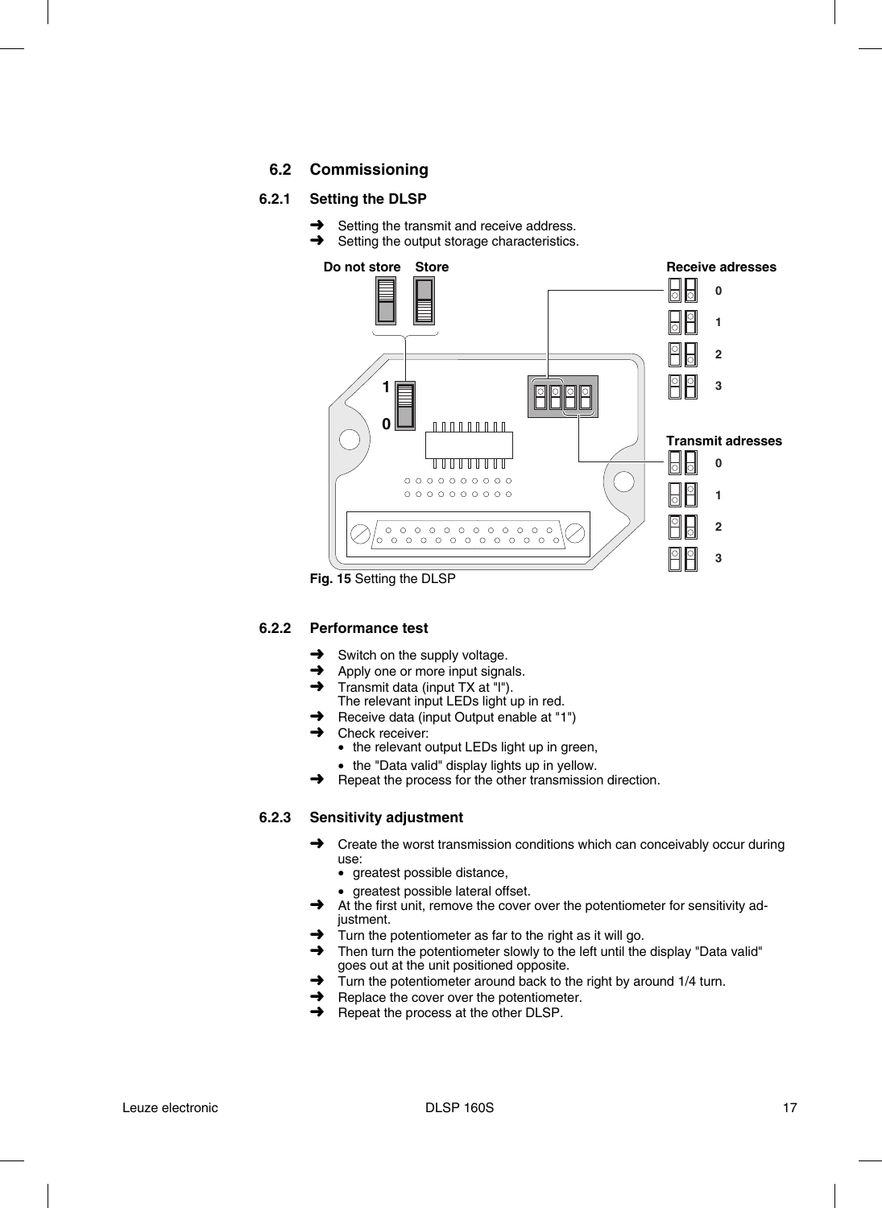## 6.2 Commissioning

### 6.2.1 Setting the DLSP

➜ Setting the transmit and receive address.
➜ Setting the output storage characteristics.

Do not store Store

Receive adresses
0
1
2
3

1
0

Transmit adresses
0
1
2
3

**Fig. 15** Setting the DLSP

### 6.2.2 Performance test

➜ Switch on the supply voltage.
➜ Apply one or more input signals.
➜ Transmit data (input TX at "I").
The relevant input LEDs light up in red.
➜ Receive data (input Output enable at "1")
➜ Check receiver:
- the relevant output LEDs light up in green,
- the "Data valid" display lights up in yellow.

➜ Repeat the process for the other transmission direction.

### 6.2.3 Sensitivity adjustment

➜ Create the worst transmission conditions which can conceivably occur during use:
- greatest possible distance,
- greatest possible lateral offset.

➜ At the first unit, remove the cover over the potentiometer for sensitivity adjustment.
➜ Turn the potentiometer as far to the right as it will go.
➜ Then turn the potentiometer slowly to the left until the display "Data valid" goes out at the unit positioned opposite.
➜ Turn the potentiometer around back to the right by around 1/4 turn.
➜ Replace the cover over the potentiometer.
➜ Repeat the process at the other DLSP.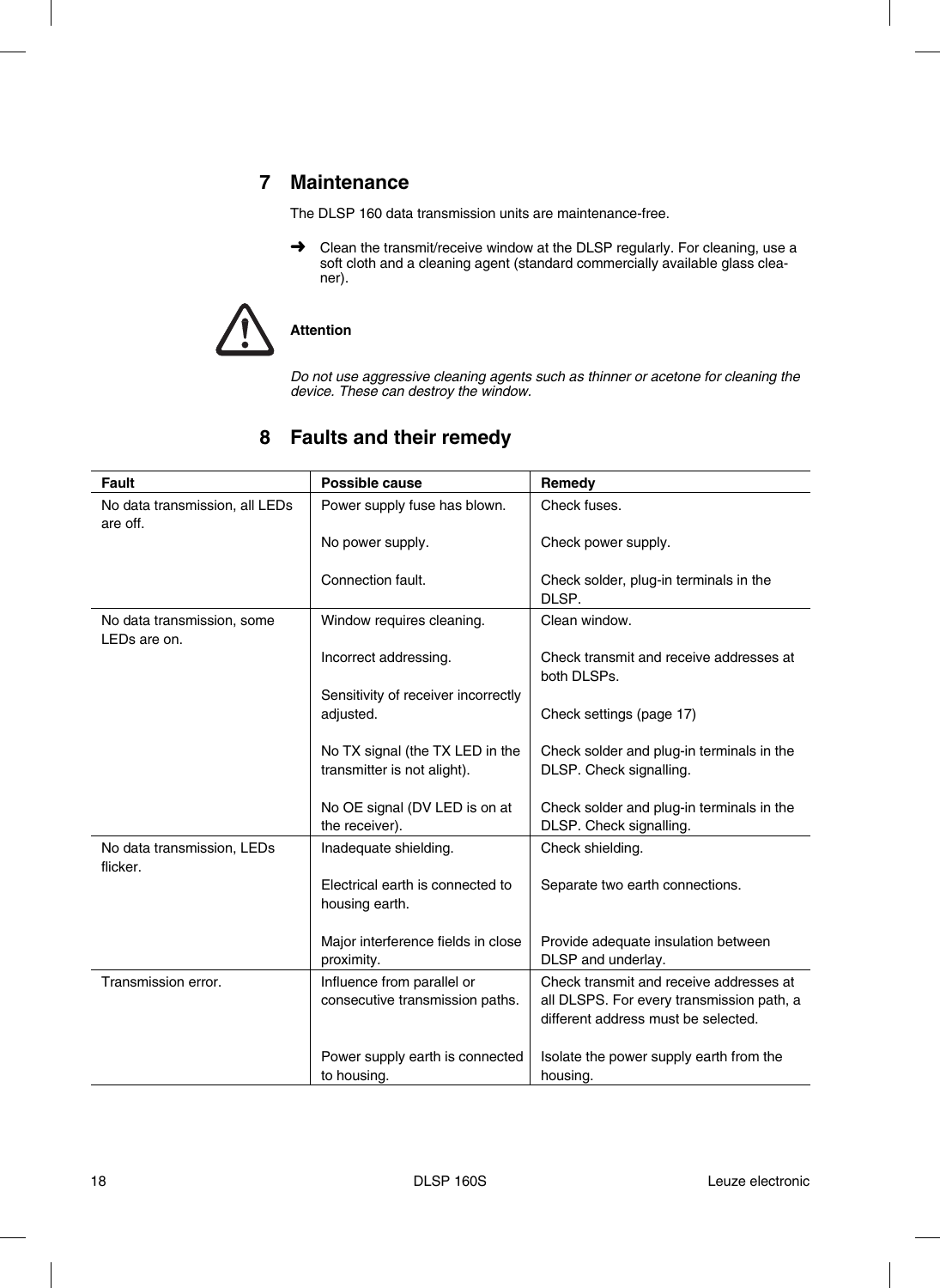## 7 Maintenance

The DLSP 160 data transmission units are maintenance-free.

➜ Clean the transmit/receive window at the DLSP regularly. For cleaning, use a soft cloth and a cleaning agent (standard commercially available glass cleaner).

**Attention**

*Do not use aggressive cleaning agents such as thinner or acetone for cleaning the device. These can destroy the window.*

## 8 Faults and their remedy

| Fault | Possible cause | Remedy |
|---|---|---|
| No data transmission, all LEDs are off. | Power supply fuse has blown.<br><br>No power supply.<br><br>Connection fault. | Check fuses.<br><br>Check power supply.<br><br>Check solder, plug-in terminals in the DLSP. |
| No data transmission, some LEDs are on. | Window requires cleaning.<br><br>Incorrect addressing.<br><br>Sensitivity of receiver incorrectly adjusted.<br><br>No TX signal (the TX LED in the transmitter is not alight).<br><br>No OE signal (DV LED is on at the receiver). | Clean window.<br><br>Check transmit and receive addresses at both DLSPs.<br><br>Check settings (page 17)<br><br>Check solder and plug-in terminals in the DLSP. Check signalling.<br><br>Check solder and plug-in terminals in the DLSP. Check signalling. |
| No data transmission, LEDs flicker. | Inadequate shielding.<br><br>Electrical earth is connected to housing earth.<br><br>Major interference fields in close proximity. | Check shielding.<br><br>Separate two earth connections.<br><br>Provide adequate insulation between DLSP and underlay. |
| Transmission error. | Influence from parallel or consecutive transmission paths.<br><br>Power supply earth is connected to housing. | Check transmit and receive addresses at all DLSPS. For every transmission path, a different address must be selected.<br><br>Isolate the power supply earth from the housing. |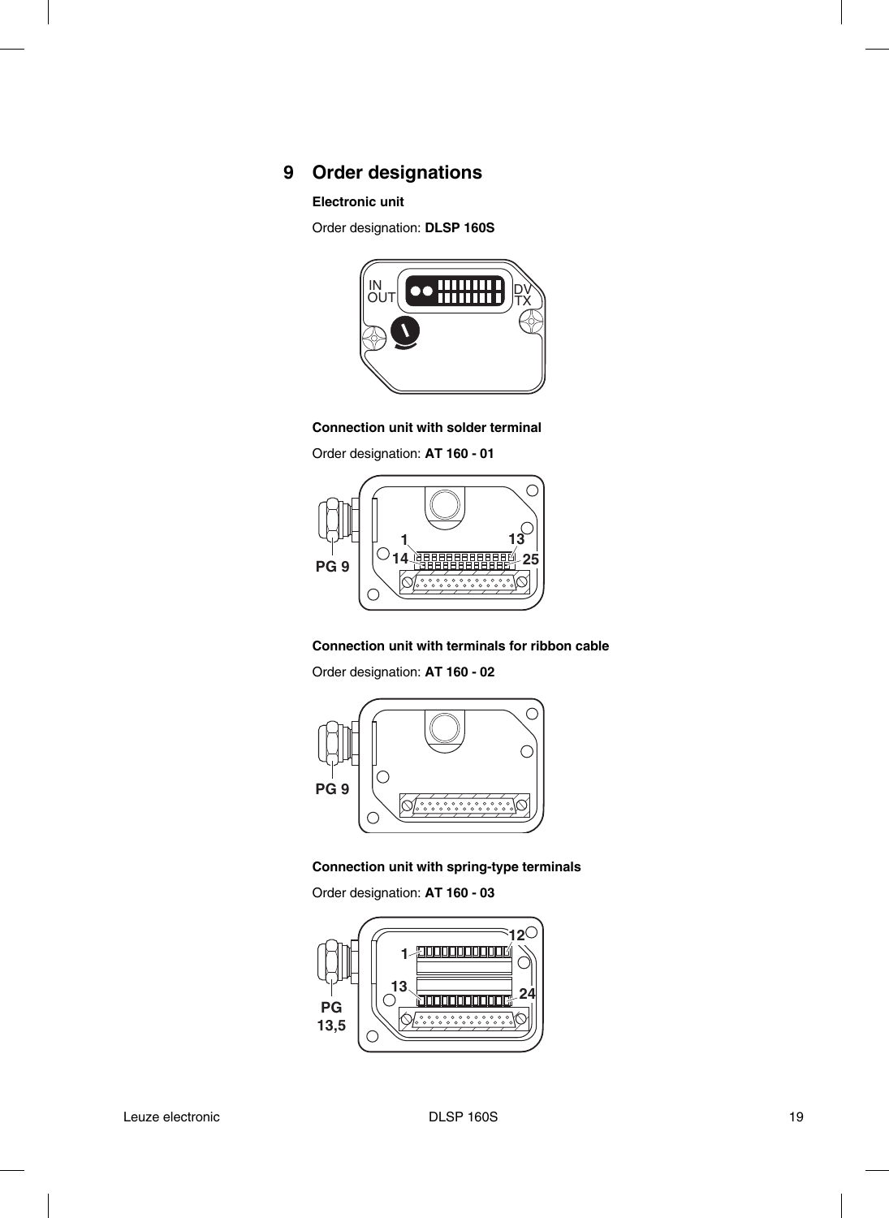# 9 Order designations

**Electronic unit**

Order designation: **DLSP 160S**

IN
OUT
DV
TX

**Connection unit with solder terminal**

Order designation: **AT 160 - 01**

PG 9
1
13
14
25

**Connection unit with terminals for ribbon cable**

Order designation: **AT 160 - 02**

PG 9

**Connection unit with spring-type terminals**

Order designation: **AT 160 - 03**

PG
13,5
1
12
13
24